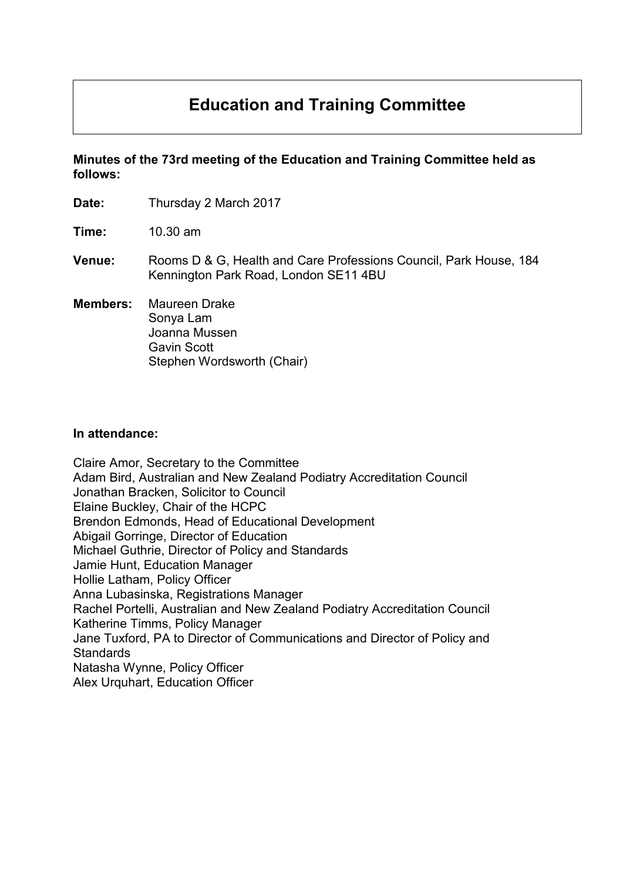# Education and Training Committee

**Minutes of the 73rd meeting of the Education and Training Committee held as follows:**

**Date:** Thursday 2 March 2017

**Time:** 10.30 am

**Venue:** Rooms D & G, Health and Care Professions Council, Park House, 184 Kennington Park Road, London SE11 4BU

**Members:** Maureen Drake
Sonya Lam
Joanna Mussen
Gavin Scott
Stephen Wordsworth (Chair)

**In attendance:**

Claire Amor, Secretary to the Committee
Adam Bird, Australian and New Zealand Podiatry Accreditation Council
Jonathan Bracken, Solicitor to Council
Elaine Buckley, Chair of the HCPC
Brendon Edmonds, Head of Educational Development
Abigail Gorringe, Director of Education
Michael Guthrie, Director of Policy and Standards
Jamie Hunt, Education Manager
Hollie Latham, Policy Officer
Anna Lubasinska, Registrations Manager
Rachel Portelli, Australian and New Zealand Podiatry Accreditation Council
Katherine Timms, Policy Manager
Jane Tuxford, PA to Director of Communications and Director of Policy and Standards
Natasha Wynne, Policy Officer
Alex Urquhart, Education Officer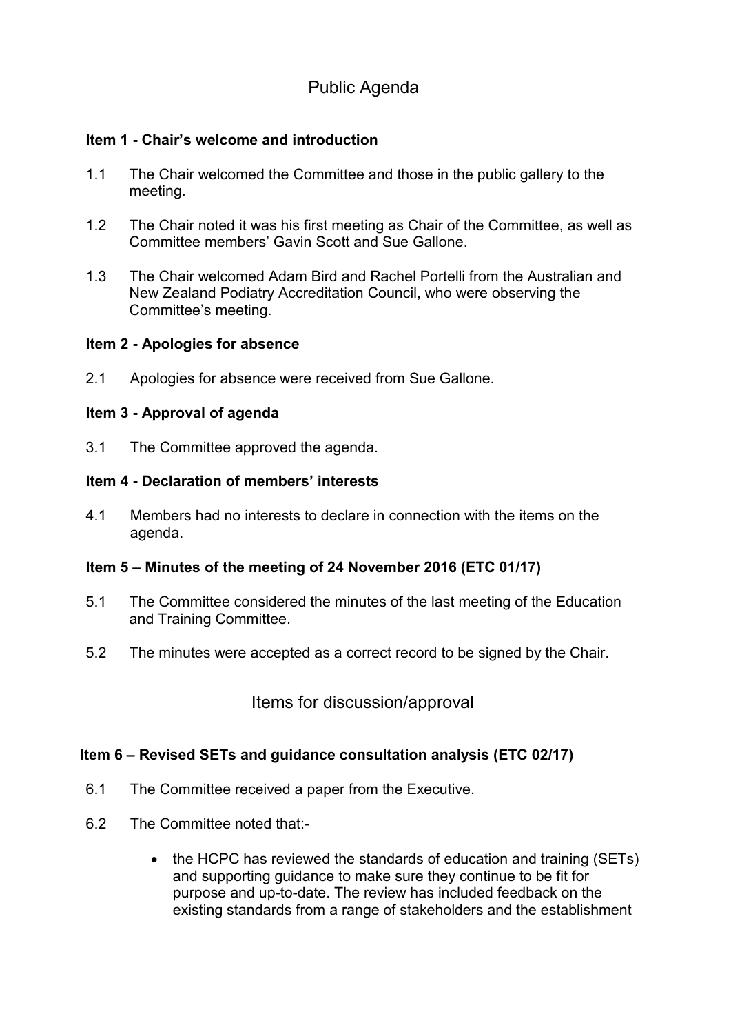# Public Agenda

### Item 1 - Chair's welcome and introduction

1.1 The Chair welcomed the Committee and those in the public gallery to the meeting.

1.2 The Chair noted it was his first meeting as Chair of the Committee, as well as Committee members' Gavin Scott and Sue Gallone.

1.3 The Chair welcomed Adam Bird and Rachel Portelli from the Australian and New Zealand Podiatry Accreditation Council, who were observing the Committee's meeting.

### Item 2 - Apologies for absence

2.1 Apologies for absence were received from Sue Gallone.

### Item 3 - Approval of agenda

3.1 The Committee approved the agenda.

### Item 4 - Declaration of members' interests

4.1 Members had no interests to declare in connection with the items on the agenda.

### Item 5 – Minutes of the meeting of 24 November 2016 (ETC 01/17)

5.1 The Committee considered the minutes of the last meeting of the Education and Training Committee.

5.2 The minutes were accepted as a correct record to be signed by the Chair.

## Items for discussion/approval

### Item 6 – Revised SETs and guidance consultation analysis (ETC 02/17)

6.1 The Committee received a paper from the Executive.

6.2 The Committee noted that:-

- the HCPC has reviewed the standards of education and training (SETs) and supporting guidance to make sure they continue to be fit for purpose and up-to-date. The review has included feedback on the existing standards from a range of stakeholders and the establishment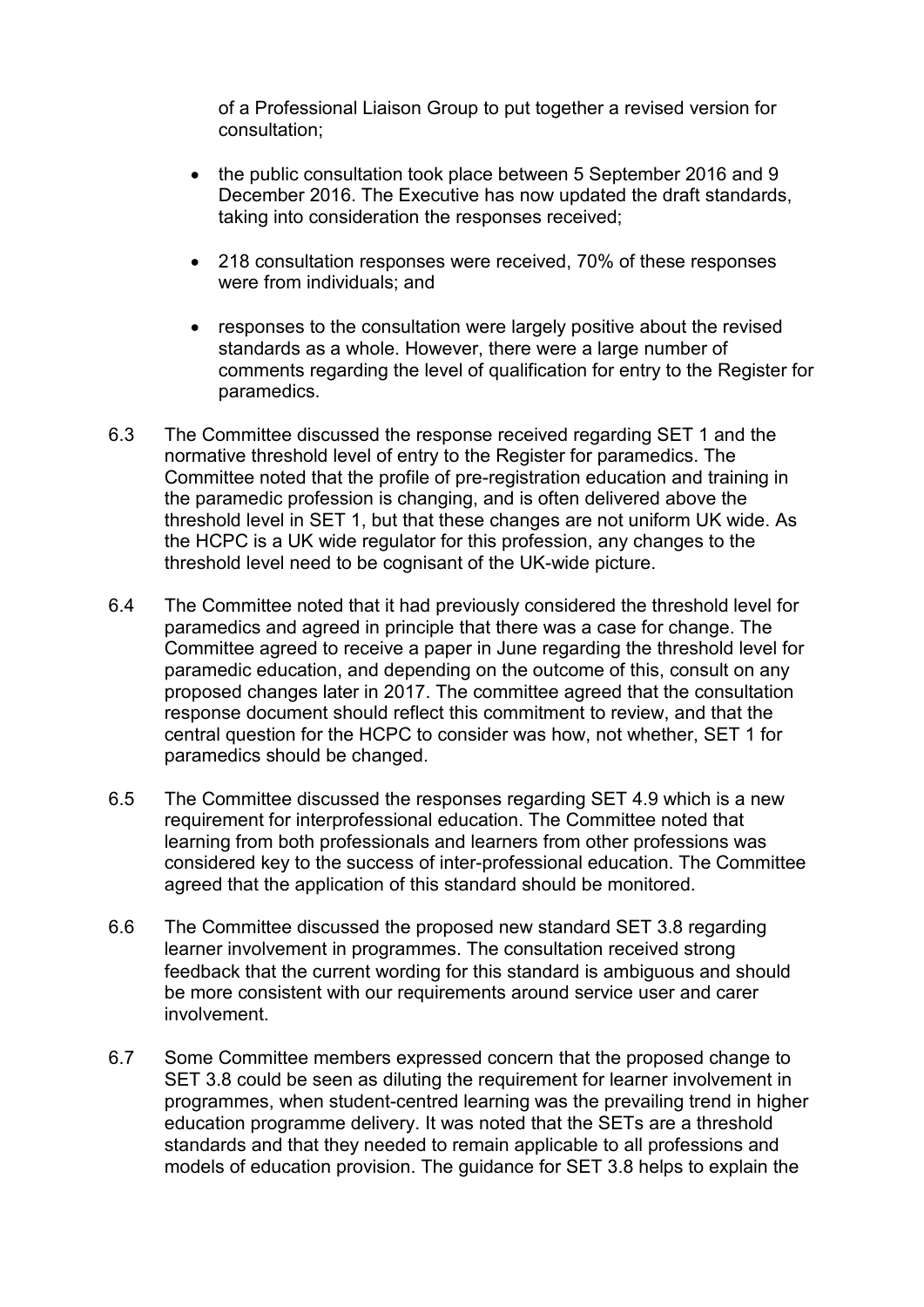of a Professional Liaison Group to put together a revised version for consultation;

- the public consultation took place between 5 September 2016 and 9 December 2016. The Executive has now updated the draft standards, taking into consideration the responses received;
- 218 consultation responses were received, 70% of these responses were from individuals; and
- responses to the consultation were largely positive about the revised standards as a whole. However, there were a large number of comments regarding the level of qualification for entry to the Register for paramedics.

6.3 The Committee discussed the response received regarding SET 1 and the normative threshold level of entry to the Register for paramedics. The Committee noted that the profile of pre-registration education and training in the paramedic profession is changing, and is often delivered above the threshold level in SET 1, but that these changes are not uniform UK wide. As the HCPC is a UK wide regulator for this profession, any changes to the threshold level need to be cognisant of the UK-wide picture.

6.4 The Committee noted that it had previously considered the threshold level for paramedics and agreed in principle that there was a case for change. The Committee agreed to receive a paper in June regarding the threshold level for paramedic education, and depending on the outcome of this, consult on any proposed changes later in 2017. The committee agreed that the consultation response document should reflect this commitment to review, and that the central question for the HCPC to consider was how, not whether, SET 1 for paramedics should be changed.

6.5 The Committee discussed the responses regarding SET 4.9 which is a new requirement for interprofessional education. The Committee noted that learning from both professionals and learners from other professions was considered key to the success of inter-professional education. The Committee agreed that the application of this standard should be monitored.

6.6 The Committee discussed the proposed new standard SET 3.8 regarding learner involvement in programmes. The consultation received strong feedback that the current wording for this standard is ambiguous and should be more consistent with our requirements around service user and carer involvement.

6.7 Some Committee members expressed concern that the proposed change to SET 3.8 could be seen as diluting the requirement for learner involvement in programmes, when student-centred learning was the prevailing trend in higher education programme delivery. It was noted that the SETs are a threshold standards and that they needed to remain applicable to all professions and models of education provision. The guidance for SET 3.8 helps to explain the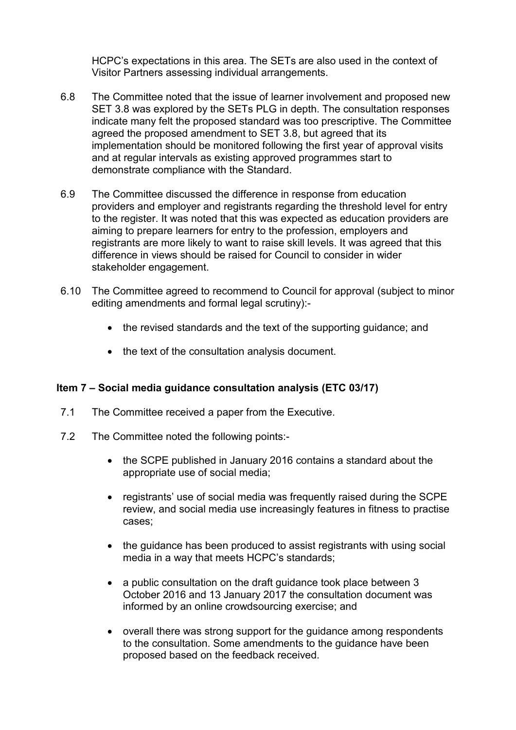HCPC's expectations in this area. The SETs are also used in the context of Visitor Partners assessing individual arrangements.

6.8 The Committee noted that the issue of learner involvement and proposed new SET 3.8 was explored by the SETs PLG in depth. The consultation responses indicate many felt the proposed standard was too prescriptive. The Committee agreed the proposed amendment to SET 3.8, but agreed that its implementation should be monitored following the first year of approval visits and at regular intervals as existing approved programmes start to demonstrate compliance with the Standard.

6.9 The Committee discussed the difference in response from education providers and employer and registrants regarding the threshold level for entry to the register. It was noted that this was expected as education providers are aiming to prepare learners for entry to the profession, employers and registrants are more likely to want to raise skill levels. It was agreed that this difference in views should be raised for Council to consider in wider stakeholder engagement.

6.10 The Committee agreed to recommend to Council for approval (subject to minor editing amendments and formal legal scrutiny):-

- the revised standards and the text of the supporting guidance; and
- the text of the consultation analysis document.

**Item 7 – Social media guidance consultation analysis (ETC 03/17)**

7.1 The Committee received a paper from the Executive.

7.2 The Committee noted the following points:-

- the SCPE published in January 2016 contains a standard about the appropriate use of social media;
- registrants' use of social media was frequently raised during the SCPE review, and social media use increasingly features in fitness to practise cases;
- the guidance has been produced to assist registrants with using social media in a way that meets HCPC's standards;
- a public consultation on the draft guidance took place between 3 October 2016 and 13 January 2017 the consultation document was informed by an online crowdsourcing exercise; and
- overall there was strong support for the guidance among respondents to the consultation. Some amendments to the guidance have been proposed based on the feedback received.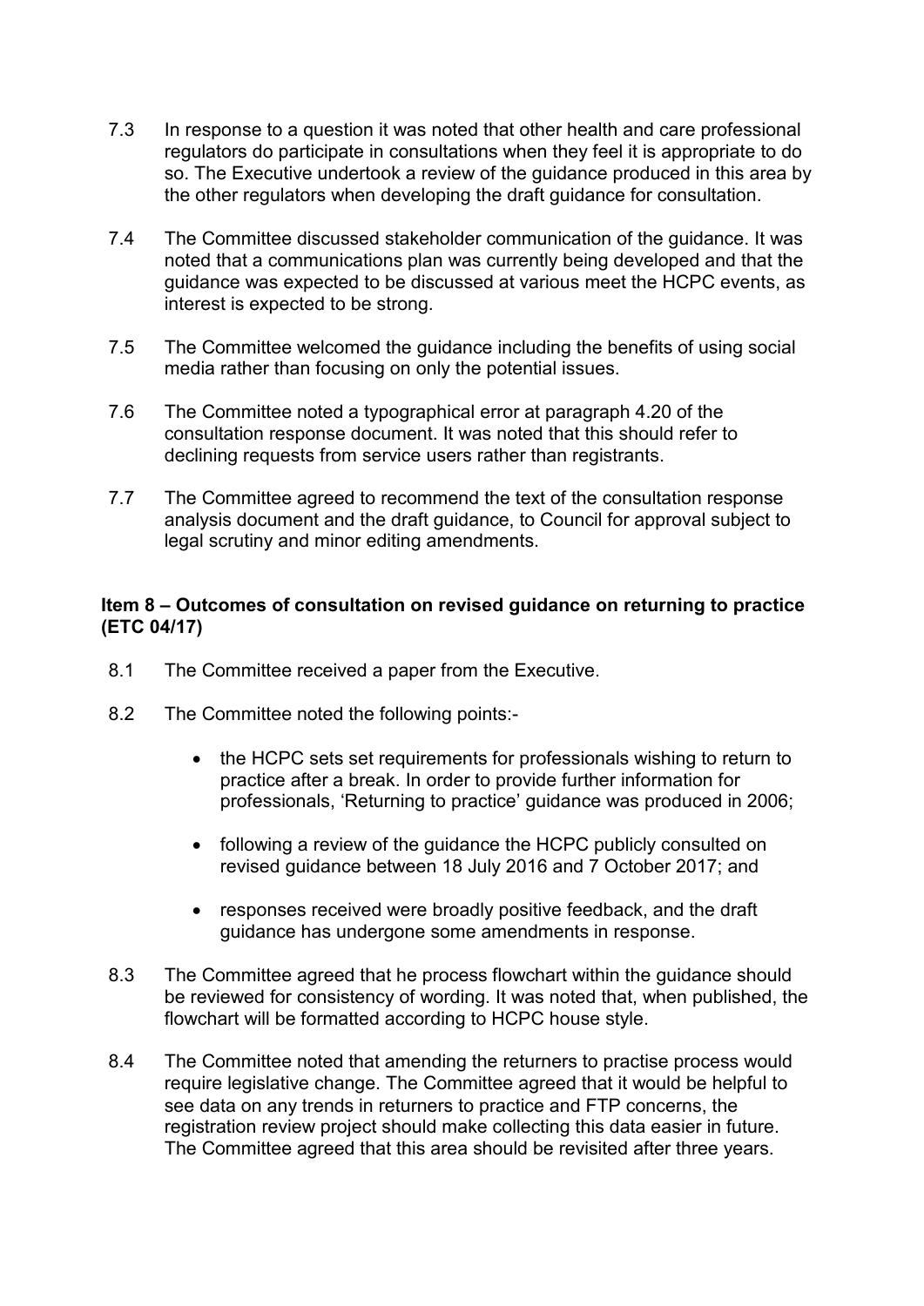7.3 In response to a question it was noted that other health and care professional regulators do participate in consultations when they feel it is appropriate to do so. The Executive undertook a review of the guidance produced in this area by the other regulators when developing the draft guidance for consultation.

7.4 The Committee discussed stakeholder communication of the guidance. It was noted that a communications plan was currently being developed and that the guidance was expected to be discussed at various meet the HCPC events, as interest is expected to be strong.

7.5 The Committee welcomed the guidance including the benefits of using social media rather than focusing on only the potential issues.

7.6 The Committee noted a typographical error at paragraph 4.20 of the consultation response document. It was noted that this should refer to declining requests from service users rather than registrants.

7.7 The Committee agreed to recommend the text of the consultation response analysis document and the draft guidance, to Council for approval subject to legal scrutiny and minor editing amendments.

**Item 8 – Outcomes of consultation on revised guidance on returning to practice (ETC 04/17)**

8.1 The Committee received a paper from the Executive.

8.2 The Committee noted the following points:-

- the HCPC sets set requirements for professionals wishing to return to practice after a break. In order to provide further information for professionals, 'Returning to practice' guidance was produced in 2006;
- following a review of the guidance the HCPC publicly consulted on revised guidance between 18 July 2016 and 7 October 2017; and
- responses received were broadly positive feedback, and the draft guidance has undergone some amendments in response.

8.3 The Committee agreed that he process flowchart within the guidance should be reviewed for consistency of wording. It was noted that, when published, the flowchart will be formatted according to HCPC house style.

8.4 The Committee noted that amending the returners to practise process would require legislative change. The Committee agreed that it would be helpful to see data on any trends in returners to practice and FTP concerns, the registration review project should make collecting this data easier in future. The Committee agreed that this area should be revisited after three years.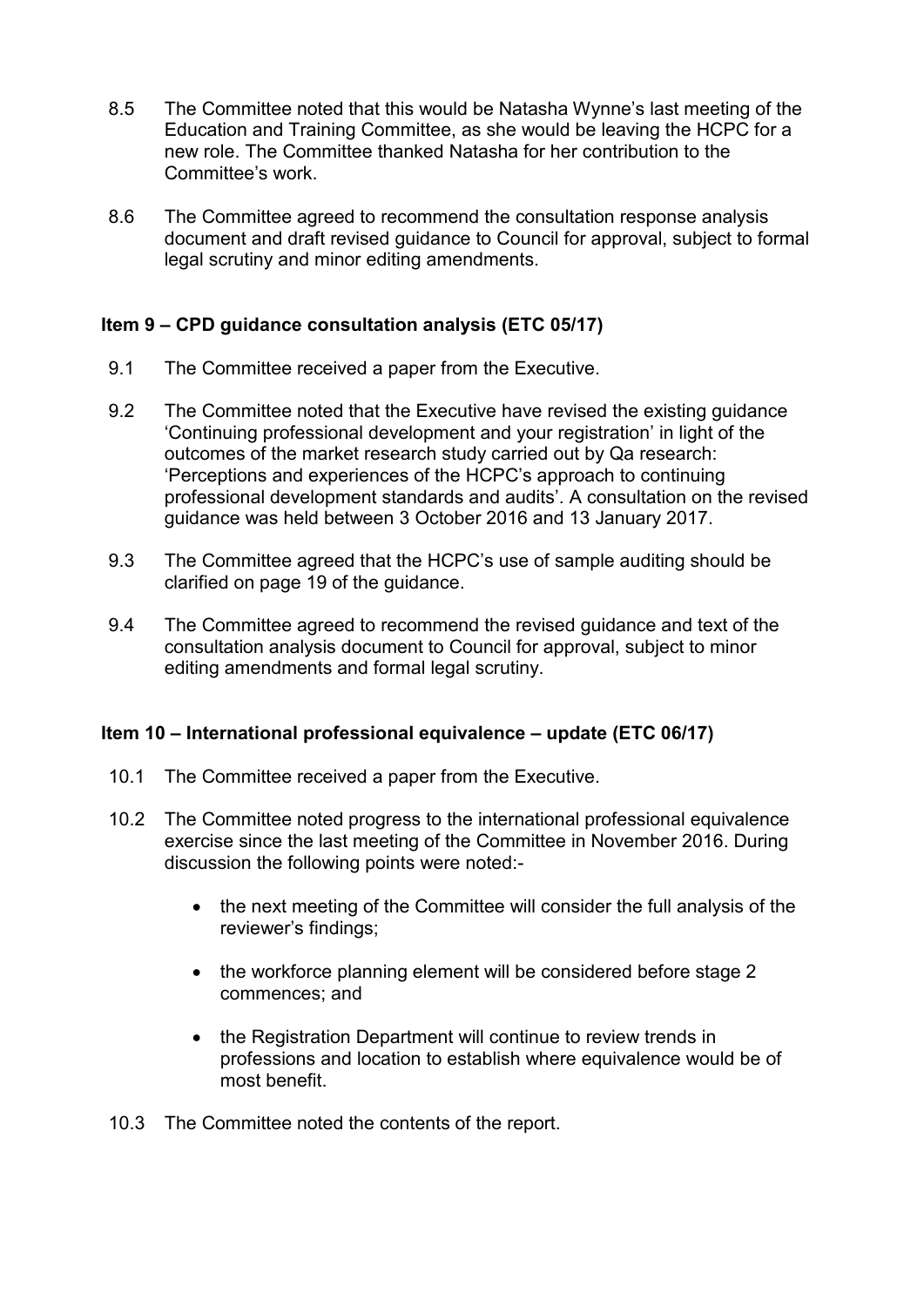8.5 The Committee noted that this would be Natasha Wynne's last meeting of the Education and Training Committee, as she would be leaving the HCPC for a new role. The Committee thanked Natasha for her contribution to the Committee's work.

8.6 The Committee agreed to recommend the consultation response analysis document and draft revised guidance to Council for approval, subject to formal legal scrutiny and minor editing amendments.

### Item 9 – CPD guidance consultation analysis (ETC 05/17)

9.1 The Committee received a paper from the Executive.

9.2 The Committee noted that the Executive have revised the existing guidance 'Continuing professional development and your registration' in light of the outcomes of the market research study carried out by Qa research: 'Perceptions and experiences of the HCPC's approach to continuing professional development standards and audits'. A consultation on the revised guidance was held between 3 October 2016 and 13 January 2017.

9.3 The Committee agreed that the HCPC's use of sample auditing should be clarified on page 19 of the guidance.

9.4 The Committee agreed to recommend the revised guidance and text of the consultation analysis document to Council for approval, subject to minor editing amendments and formal legal scrutiny.

### Item 10 – International professional equivalence – update (ETC 06/17)

10.1 The Committee received a paper from the Executive.

10.2 The Committee noted progress to the international professional equivalence exercise since the last meeting of the Committee in November 2016. During discussion the following points were noted:-

- the next meeting of the Committee will consider the full analysis of the reviewer's findings;
- the workforce planning element will be considered before stage 2 commences; and
- the Registration Department will continue to review trends in professions and location to establish where equivalence would be of most benefit.

10.3 The Committee noted the contents of the report.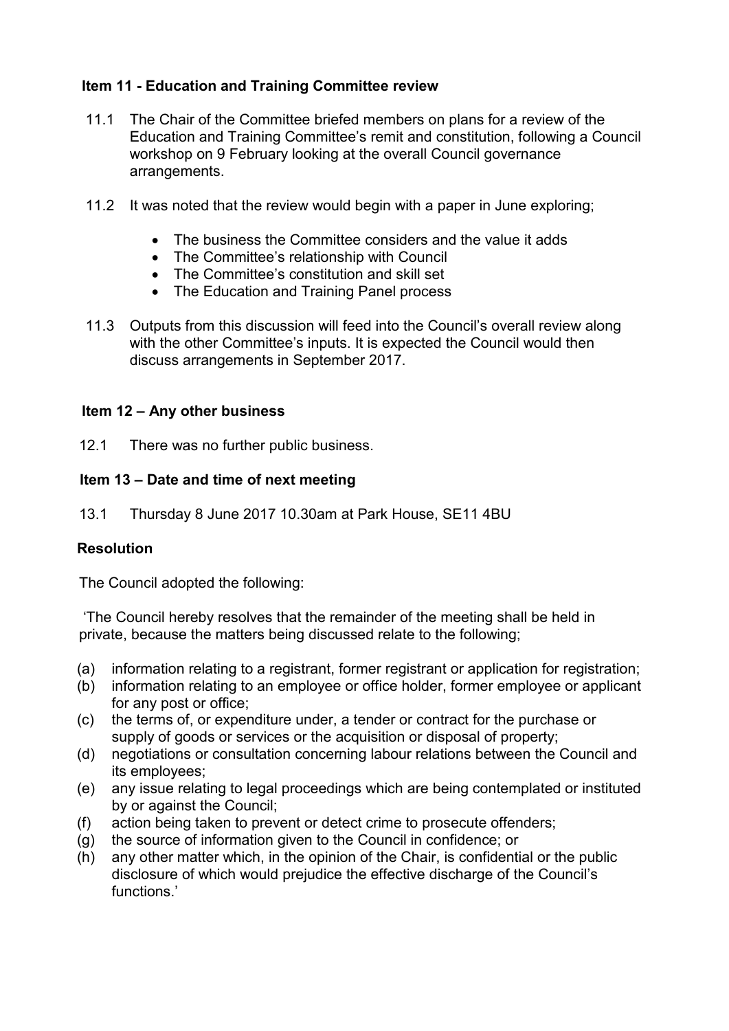### Item 11 - Education and Training Committee review

11.1 The Chair of the Committee briefed members on plans for a review of the Education and Training Committee's remit and constitution, following a Council workshop on 9 February looking at the overall Council governance arrangements.

11.2 It was noted that the review would begin with a paper in June exploring;

- The business the Committee considers and the value it adds
- The Committee's relationship with Council
- The Committee's constitution and skill set
- The Education and Training Panel process

11.3 Outputs from this discussion will feed into the Council's overall review along with the other Committee's inputs. It is expected the Council would then discuss arrangements in September 2017.

### Item 12 – Any other business

12.1 There was no further public business.

### Item 13 – Date and time of next meeting

13.1 Thursday 8 June 2017 10.30am at Park House, SE11 4BU

### Resolution

The Council adopted the following:

'The Council hereby resolves that the remainder of the meeting shall be held in private, because the matters being discussed relate to the following;

(a) information relating to a registrant, former registrant or application for registration;
(b) information relating to an employee or office holder, former employee or applicant for any post or office;
(c) the terms of, or expenditure under, a tender or contract for the purchase or supply of goods or services or the acquisition or disposal of property;
(d) negotiations or consultation concerning labour relations between the Council and its employees;
(e) any issue relating to legal proceedings which are being contemplated or instituted by or against the Council;
(f) action being taken to prevent or detect crime to prosecute offenders;
(g) the source of information given to the Council in confidence; or
(h) any other matter which, in the opinion of the Chair, is confidential or the public disclosure of which would prejudice the effective discharge of the Council's functions.'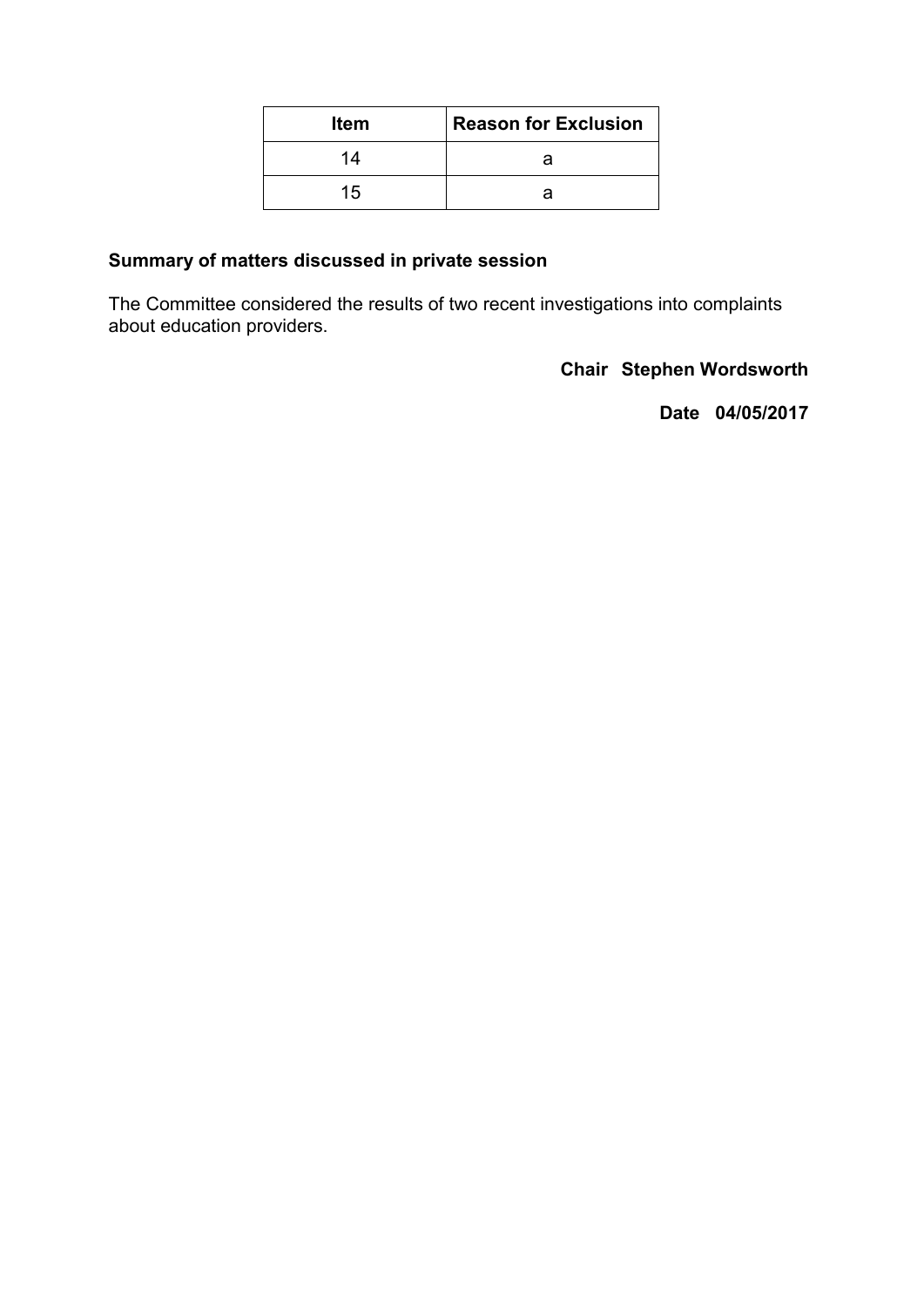| Item | Reason for Exclusion |
|---|---|
| 14 | a |
| 15 | a |

**Summary of matters discussed in private session**

The Committee considered the results of two recent investigations into complaints about education providers.

**Chair Stephen Wordsworth**

**Date 04/05/2017**